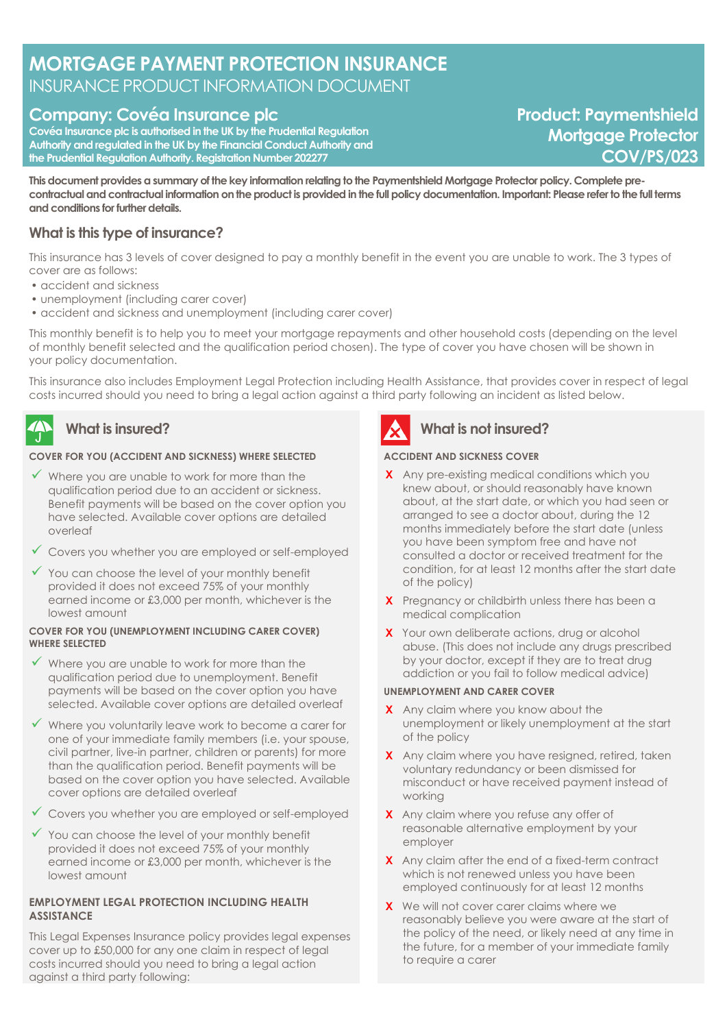# MORTGAGE PAYMENT PROTECTION INSURANCE

INSURANCE PRODUCT INFORMATION DOCUMENT

## Company: Covéa Insurance plc

**Covéa Insurance plc is authorised in the UK by the Prudential Regulation Authority and regulated in the UK by the Financial Conduct Authority and the Prudential Regulation Authority. Registration Number 202277**

## Product: Paymentshield Mortgage Protector COV/PS/023

**This document provides a summary of the key information relating to the Paymentshield Mortgage Protector policy. Complete pre-contractual and contractual information on the product is provided in the full policy documentation. Important: Please refer to the full terms and conditions for further details.**

## What is this type of insurance?

This insurance has 3 levels of cover designed to pay a monthly benefit in the event you are unable to work. The 3 types of cover are as follows:

- accident and sickness
- unemployment (including carer cover)
- accident and sickness and unemployment (including carer cover)

This monthly benefit is to help you to meet your mortgage repayments and other household costs (depending on the level of monthly benefit selected and the qualification period chosen). The type of cover you have chosen will be shown in your policy documentation.

This insurance also includes Employment Legal Protection including Health Assistance, that provides cover in respect of legal costs incurred should you need to bring a legal action against a third party following an incident as listed below.

## What is insured?

**COVER FOR YOU (ACCIDENT AND SICKNESS) WHERE SELECTED**

- ✓ Where you are unable to work for more than the qualification period due to an accident or sickness. Benefit payments will be based on the cover option you have selected. Available cover options are detailed overleaf
- ✓ Covers you whether you are employed or self-employed
- ✓ You can choose the level of your monthly benefit provided it does not exceed 75% of your monthly earned income or £3,000 per month, whichever is the lowest amount

**COVER FOR YOU (UNEMPLOYMENT INCLUDING CARER COVER) WHERE SELECTED**

- ✓ Where you are unable to work for more than the qualification period due to unemployment. Benefit payments will be based on the cover option you have selected. Available cover options are detailed overleaf
- ✓ Where you voluntarily leave work to become a carer for one of your immediate family members (i.e. your spouse, civil partner, live-in partner, children or parents) for more than the qualification period. Benefit payments will be based on the cover option you have selected. Available cover options are detailed overleaf
- ✓ Covers you whether you are employed or self-employed
- ✓ You can choose the level of your monthly benefit provided it does not exceed 75% of your monthly earned income or £3,000 per month, whichever is the lowest amount

**EMPLOYMENT LEGAL PROTECTION INCLUDING HEALTH ASSISTANCE**

This Legal Expenses Insurance policy provides legal expenses cover up to £50,000 for any one claim in respect of legal costs incurred should you need to bring a legal action against a third party following:

## What is not insured?

**ACCIDENT AND SICKNESS COVER**

- **X** Any pre-existing medical conditions which you knew about, or should reasonably have known about, at the start date, or which you had seen or arranged to see a doctor about, during the 12 months immediately before the start date (unless you have been symptom free and have not consulted a doctor or received treatment for the condition, for at least 12 months after the start date of the policy)
- **X** Pregnancy or childbirth unless there has been a medical complication
- **X** Your own deliberate actions, drug or alcohol abuse. (This does not include any drugs prescribed by your doctor, except if they are to treat drug addiction or you fail to follow medical advice)

**UNEMPLOYMENT AND CARER COVER**

- **X** Any claim where you know about the unemployment or likely unemployment at the start of the policy
- **X** Any claim where you have resigned, retired, taken voluntary redundancy or been dismissed for misconduct or have received payment instead of working
- **X** Any claim where you refuse any offer of reasonable alternative employment by your employer
- **X** Any claim after the end of a fixed-term contract which is not renewed unless you have been employed continuously for at least 12 months
- **X** We will not cover carer claims where we reasonably believe you were aware at the start of the policy of the need, or likely need at any time in the future, for a member of your immediate family to require a carer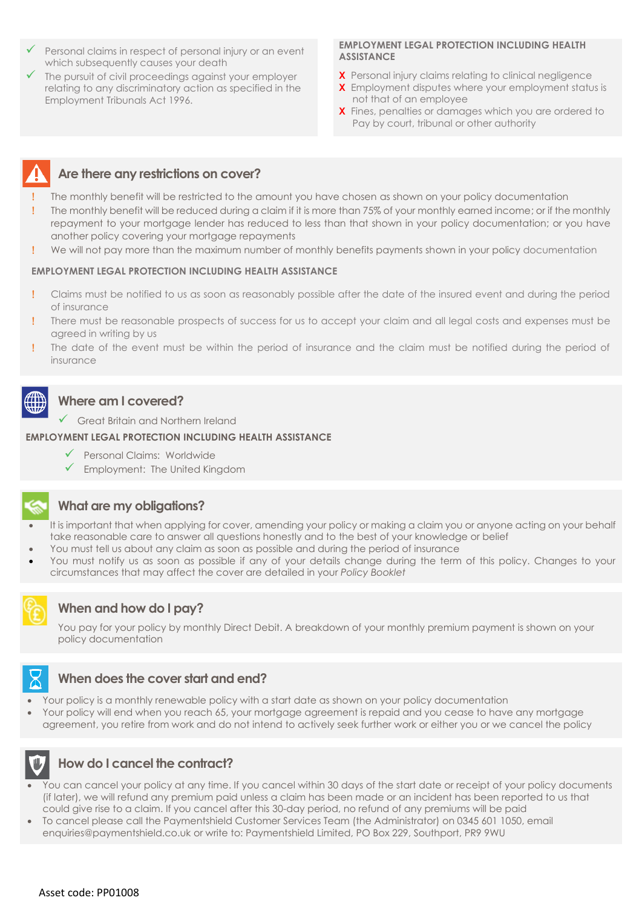- ✓ Personal claims in respect of personal injury or an event which subsequently causes your death
- ✓ The pursuit of civil proceedings against your employer relating to any discriminatory action as specified in the Employment Tribunals Act 1996.

**EMPLOYMENT LEGAL PROTECTION INCLUDING HEALTH ASSISTANCE**

- X Personal injury claims relating to clinical negligence
- X Employment disputes where your employment status is not that of an employee
- X Fines, penalties or damages which you are ordered to Pay by court, tribunal or other authority

## Are there any restrictions on cover?

- ! The monthly benefit will be restricted to the amount you have chosen as shown on your policy documentation
- ! The monthly benefit will be reduced during a claim if it is more than 75% of your monthly earned income; or if the monthly repayment to your mortgage lender has reduced to less than that shown in your policy documentation; or you have another policy covering your mortgage repayments
- ! We will not pay more than the maximum number of monthly benefits payments shown in your policy documentation

**EMPLOYMENT LEGAL PROTECTION INCLUDING HEALTH ASSISTANCE**

- ! Claims must be notified to us as soon as reasonably possible after the date of the insured event and during the period of insurance
- ! There must be reasonable prospects of success for us to accept your claim and all legal costs and expenses must be agreed in writing by us
- ! The date of the event must be within the period of insurance and the claim must be notified during the period of insurance

## Where am I covered?

- ✓ Great Britain and Northern Ireland

**EMPLOYMENT LEGAL PROTECTION INCLUDING HEALTH ASSISTANCE**

- ✓ Personal Claims: Worldwide
- ✓ Employment: The United Kingdom

## What are my obligations?

- It is important that when applying for cover, amending your policy or making a claim you or anyone acting on your behalf take reasonable care to answer all questions honestly and to the best of your knowledge or belief
- You must tell us about any claim as soon as possible and during the period of insurance
- You must notify us as soon as possible if any of your details change during the term of this policy. Changes to your circumstances that may affect the cover are detailed in your *Policy Booklet*

## When and how do I pay?

You pay for your policy by monthly Direct Debit. A breakdown of your monthly premium payment is shown on your policy documentation

## When does the cover start and end?

- Your policy is a monthly renewable policy with a start date as shown on your policy documentation
- Your policy will end when you reach 65, your mortgage agreement is repaid and you cease to have any mortgage agreement, you retire from work and do not intend to actively seek further work or either you or we cancel the policy

## How do I cancel the contract?

- You can cancel your policy at any time. If you cancel within 30 days of the start date or receipt of your policy documents (if later), we will refund any premium paid unless a claim has been made or an incident has been reported to us that could give rise to a claim. If you cancel after this 30-day period, no refund of any premiums will be paid
- To cancel please call the Paymentshield Customer Services Team (the Administrator) on 0345 601 1050, email enquiries@paymentshield.co.uk or write to: Paymentshield Limited, PO Box 229, Southport, PR9 9WU

Asset code: PP01008